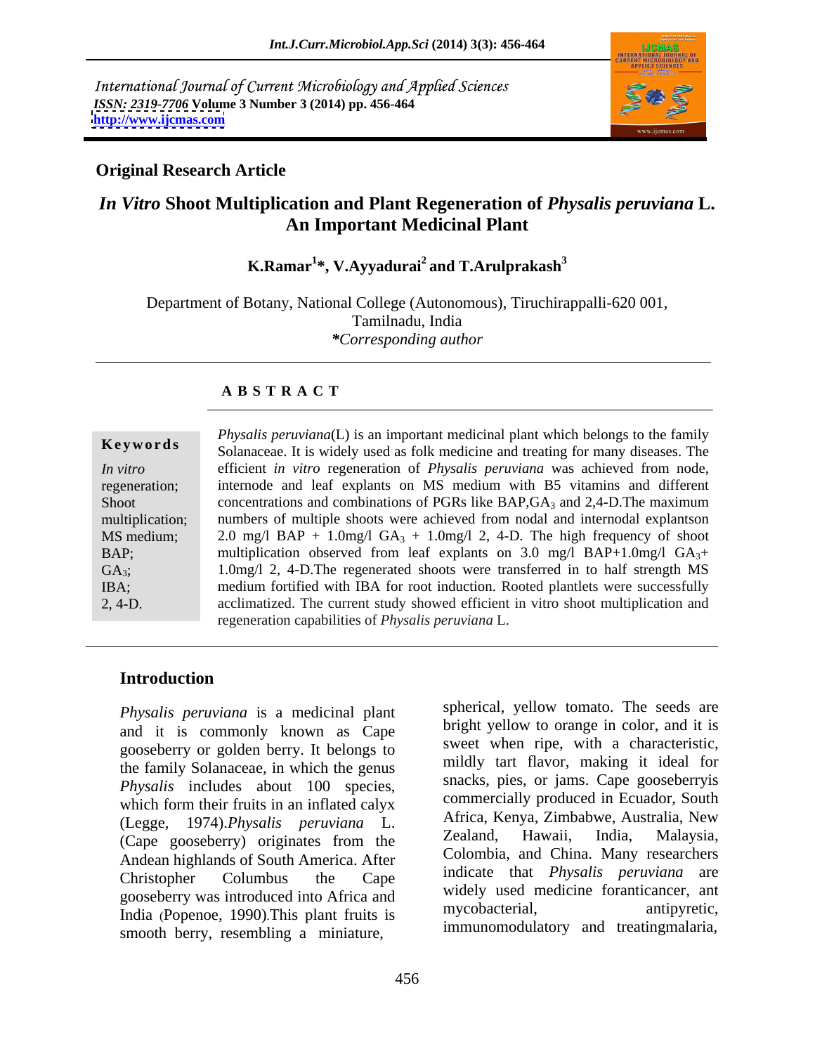International Journal of Current Microbiology and Applied Sciences
*ISSN: 2319-7706* **Volume 3 Number 3 (2014) pp. 456-464**
**http://www.ijcmas.com**

**Original Research Article**

# *In Vitro* Shoot Multiplication and Plant Regeneration of *Physalis peruviana* L. An Important Medicinal Plant

**K.Ramar[1]*, V.Ayyadurai[2] and T.Arulprakash[3]**

Department of Botany, National College (Autonomous), Tiruchirappalli-620 001, Tamilnadu, India

**\*Corresponding author*

**A B S T R A C T**

**Keywords**

*In vitro* regeneration; Shoot multiplication; MS medium; BAP; $GA_3$; IBA; 2, 4-D.

*Physalis peruviana*(L) is an important medicinal plant which belongs to the family Solanaceae. It is widely used as folk medicine and treating for many diseases. The efficient *in vitro* regeneration of *Physalis peruviana* was achieved from node, internode and leaf explants on MS medium with B5 vitamins and different concentrations and combinations of PGRs like BAP,$GA_3$ and 2,4-D.The maximum numbers of multiple shoots were achieved from nodal and internodal explantson 2.0 mg/l BAP + 1.0mg/l $GA_3$ + 1.0mg/l 2, 4-D. The high frequency of shoot multiplication observed from leaf explants on 3.0 mg/l BAP+1.0mg/l $GA_3$+ 1.0mg/l 2, 4-D.The regenerated shoots were transferred in to half strength MS medium fortified with IBA for root induction. Rooted plantlets were successfully acclimatized. The current study showed efficient in vitro shoot multiplication and regeneration capabilities of *Physalis peruviana* L.

## Introduction

*Physalis peruviana* is a medicinal plant and it is commonly known as Cape gooseberry or golden berry. It belongs to the family Solanaceae, in which the genus *Physalis* includes about 100 species, which form their fruits in an inflated calyx (Legge, 1974).*Physalis peruviana* L. (Cape gooseberry) originates from the Andean highlands of South America. After Christopher Columbus the Cape gooseberry was introduced into Africa and India (Popenoe, 1990).This plant fruits is smooth berry, resembling a miniature, spherical, yellow tomato. The seeds are bright yellow to orange in color, and it is sweet when ripe, with a characteristic, mildly tart flavor, making it ideal for snacks, pies, or jams. Cape gooseberryis commercially produced in Ecuador, South Africa, Kenya, Zimbabwe, Australia, New Zealand, Hawaii, India, Malaysia, Colombia, and China. Many researchers indicate that *Physalis peruviana* are widely used medicine foranticancer, ant mycobacterial, antipyretic, immunomodulatory and treatingmalaria,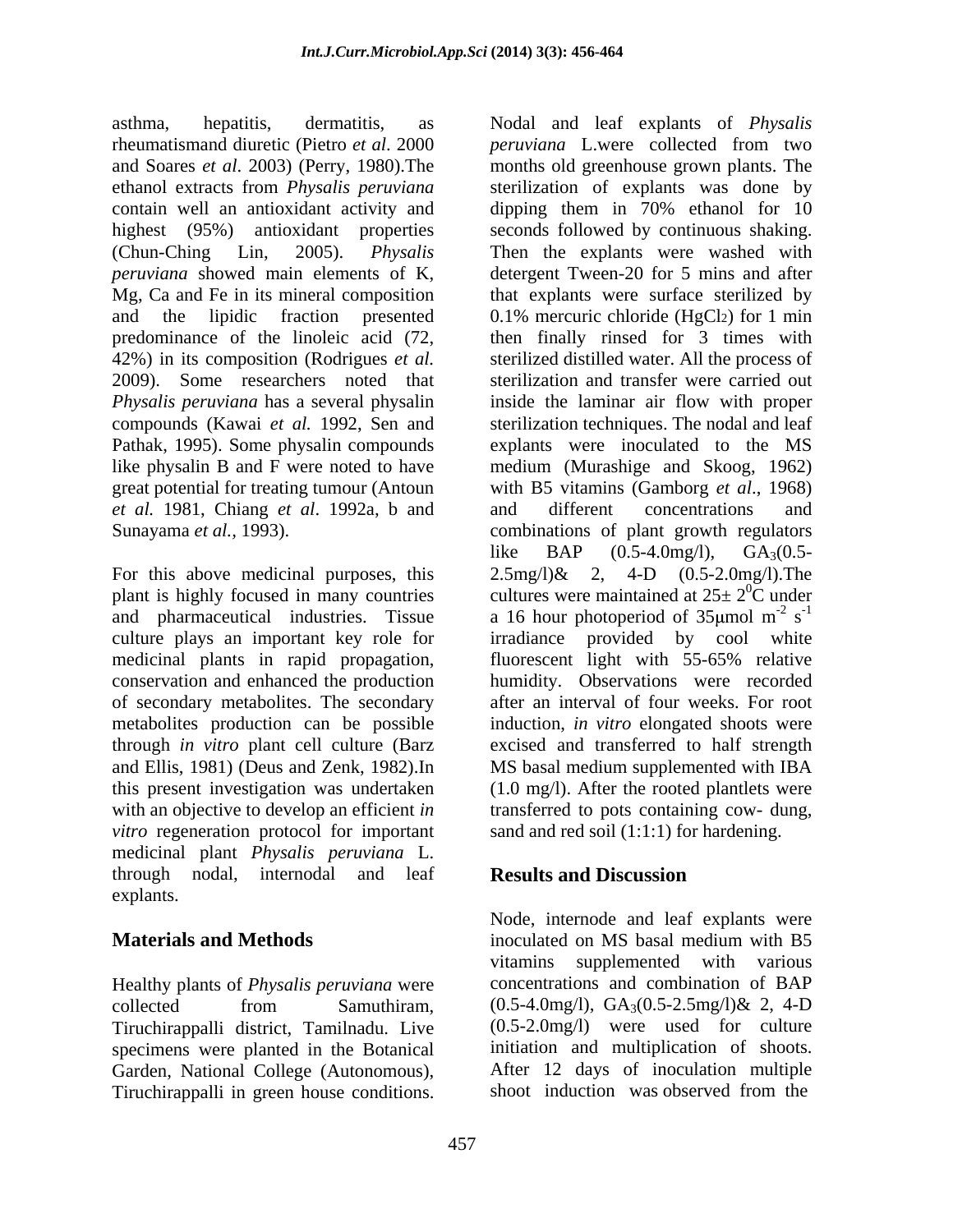asthma, hepatitis, dermatitis, as rheumatismand diuretic (Pietro *et al*. 2000 and Soares *et al*. 2003) (Perry, 1980).The ethanol extracts from *Physalis peruviana* contain well an antioxidant activity and highest (95%) antioxidant properties (Chun-Ching Lin, 2005). *Physalis peruviana* showed main elements of K, Mg, Ca and Fe in its mineral composition and the lipidic fraction presented predominance of the linoleic acid (72, 42%) in its composition (Rodrigues *et al.* 2009). Some researchers noted that *Physalis peruviana* has a several physalin compounds (Kawai *et al.* 1992, Sen and Pathak, 1995). Some physalin compounds like physalin B and F were noted to have great potential for treating tumour (Antoun *et al.* 1981, Chiang *et al*. 1992a, b and Sunayama *et al.*, 1993).

For this above medicinal purposes, this plant is highly focused in many countries and pharmaceutical industries. Tissue culture plays an important key role for medicinal plants in rapid propagation, conservation and enhanced the production of secondary metabolites. The secondary metabolites production can be possible through *in vitro* plant cell culture (Barz and Ellis, 1981) (Deus and Zenk, 1982).In this present investigation was undertaken with an objective to develop an efficient *in vitro* regeneration protocol for important medicinal plant *Physalis peruviana* L. through nodal, internodal and leaf explants.

## Materials and Methods

Healthy plants of *Physalis peruviana* were collected from Samuthiram, Tiruchirappalli district, Tamilnadu. Live specimens were planted in the Botanical Garden, National College (Autonomous), Tiruchirappalli in green house conditions. Nodal and leaf explants of *Physalis peruviana* L.were collected from two months old greenhouse grown plants. The sterilization of explants was done by dipping them in 70% ethanol for 10 seconds followed by continuous shaking. Then the explants were washed with detergent Tween-20 for 5 mins and after that explants were surface sterilized by 0.1% mercuric chloride ($HgCl_2$) for 1 min then finally rinsed for 3 times with sterilized distilled water. All the process of sterilization and transfer were carried out inside the laminar air flow with proper sterilization techniques. The nodal and leaf explants were inoculated to the MS medium (Murashige and Skoog, 1962) with B5 vitamins (Gamborg *et al*., 1968) and different concentrations and combinations of plant growth regulators like BAP (0.5-4.0mg/l), $GA_3$(0.5-2.5mg/l)& 2, 4-D (0.5-2.0mg/l).The cultures were maintained at $25\pm 2^0$C under a 16 hour photoperiod of 35μmol $m^{-2}$ $s^{-1}$ irradiance provided by cool white fluorescent light with 55-65% relative humidity. Observations were recorded after an interval of four weeks. For root induction, *in vitro* elongated shoots were excised and transferred to half strength MS basal medium supplemented with IBA (1.0 mg/l). After the rooted plantlets were transferred to pots containing cow- dung, sand and red soil (1:1:1) for hardening.

## Results and Discussion

Node, internode and leaf explants were inoculated on MS basal medium with B5 vitamins supplemented with various concentrations and combination of BAP (0.5-4.0mg/l), $GA_3$(0.5-2.5mg/l)& 2, 4-D (0.5-2.0mg/l) were used for culture initiation and multiplication of shoots. After 12 days of inoculation multiple shoot induction was observed from the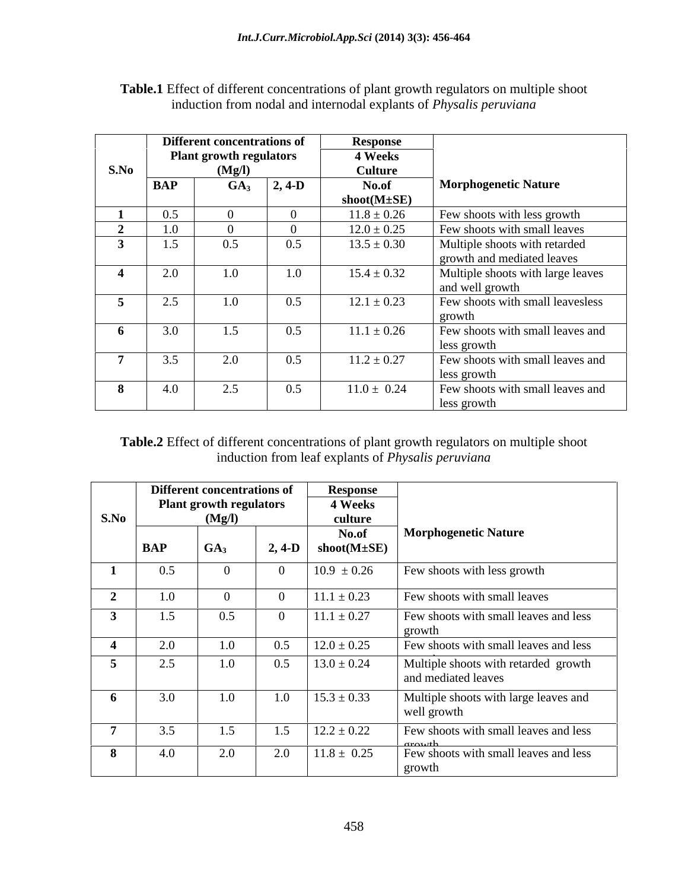**Table.1** Effect of different concentrations of plant growth regulators on multiple shoot induction from nodal and internodal explants of *Physalis peruviana*

| S.No | Different concentrations of Plant growth regulators (Mg/l) | | | Response 4 Weeks Culture | Morphogenetic Nature |
|---|---|---|---|---|---|
| | BAP | $GA_3$ | 2, 4-D | No.of shoot(M±SE) | |
| **1** | 0.5 | 0 | 0 | 11.8 ± 0.26 | Few shoots with less growth |
| **2** | 1.0 | 0 | 0 | 12.0 ± 0.25 | Few shoots with small leaves |
| **3** | 1.5 | 0.5 | 0.5 | 13.5 ± 0.30 | Multiple shoots with retarded growth and mediated leaves |
| **4** | 2.0 | 1.0 | 1.0 | 15.4 ± 0.32 | Multiple shoots with large leaves and well growth |
| **5** | 2.5 | 1.0 | 0.5 | 12.1 ± 0.23 | Few shoots with small leavesless growth |
| **6** | 3.0 | 1.5 | 0.5 | 11.1 ± 0.26 | Few shoots with small leaves and less growth |
| **7** | 3.5 | 2.0 | 0.5 | 11.2 ± 0.27 | Few shoots with small leaves and less growth |
| **8** | 4.0 | 2.5 | 0.5 | 11.0 ± 0.24 | Few shoots with small leaves and less growth |

**Table.2** Effect of different concentrations of plant growth regulators on multiple shoot induction from leaf explants of *Physalis peruviana*

| S.No | Different concentrations of Plant growth regulators (Mg/l) | | | Response 4 Weeks culture | Morphogenetic Nature |
|---|---|---|---|---|---|
| | BAP | $GA_3$ | 2, 4-D | No.of shoot(M±SE) | |
| **1** | 0.5 | 0 | 0 | 10.9 ± 0.26 | Few shoots with less growth |
| **2** | 1.0 | 0 | 0 | 11.1 ± 0.23 | Few shoots with small leaves |
| **3** | 1.5 | 0.5 | 0 | 11.1 ± 0.27 | Few shoots with small leaves and less growth |
| **4** | 2.0 | 1.0 | 0.5 | 12.0 ± 0.25 | Few shoots with small leaves and less growth |
| **5** | 2.5 | 1.0 | 0.5 | 13.0 ± 0.24 | Multiple shoots with retarded growth and mediated leaves |
| **6** | 3.0 | 1.0 | 1.0 | 15.3 ± 0.33 | Multiple shoots with large leaves and well growth |
| **7** | 3.5 | 1.5 | 1.5 | 12.2 ± 0.22 | Few shoots with small leaves and less growth |
| **8** | 4.0 | 2.0 | 2.0 | 11.8 ± 0.25 | Few shoots with small leaves and less growth |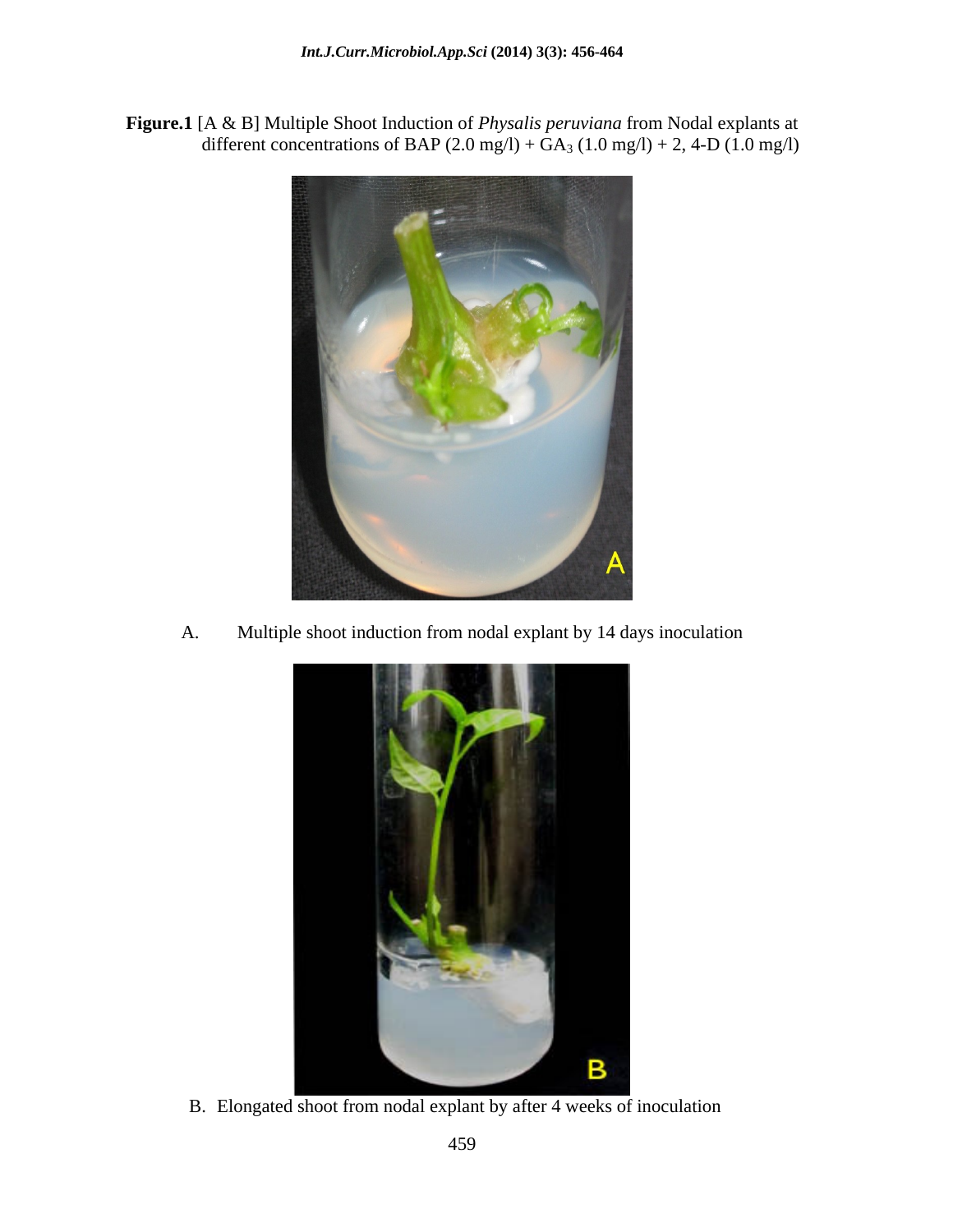**Figure.1** [A & B] Multiple Shoot Induction of *Physalis peruviana* from Nodal explants at different concentrations of BAP (2.0 mg/l) + $GA_3$ (1.0 mg/l) + 2, 4-D (1.0 mg/l)

A. Multiple shoot induction from nodal explant by 14 days inoculation

B. Elongated shoot from nodal explant by after 4 weeks of inoculation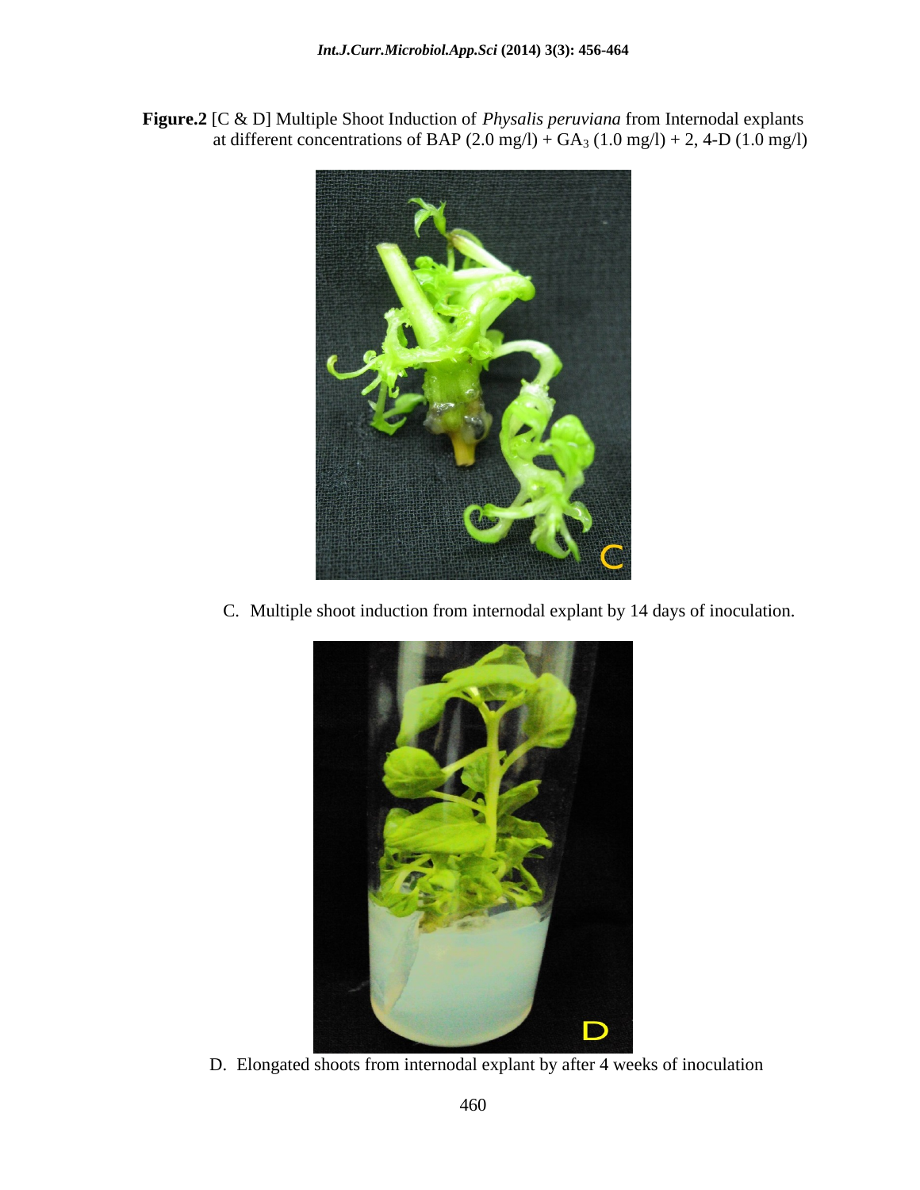**Figure.2** [C & D] Multiple Shoot Induction of *Physalis peruviana* from Internodal explants at different concentrations of BAP (2.0 mg/l) + $GA_3$ (1.0 mg/l) + 2, 4-D (1.0 mg/l)

C. Multiple shoot induction from internodal explant by 14 days of inoculation.

D. Elongated shoots from internodal explant by after 4 weeks of inoculation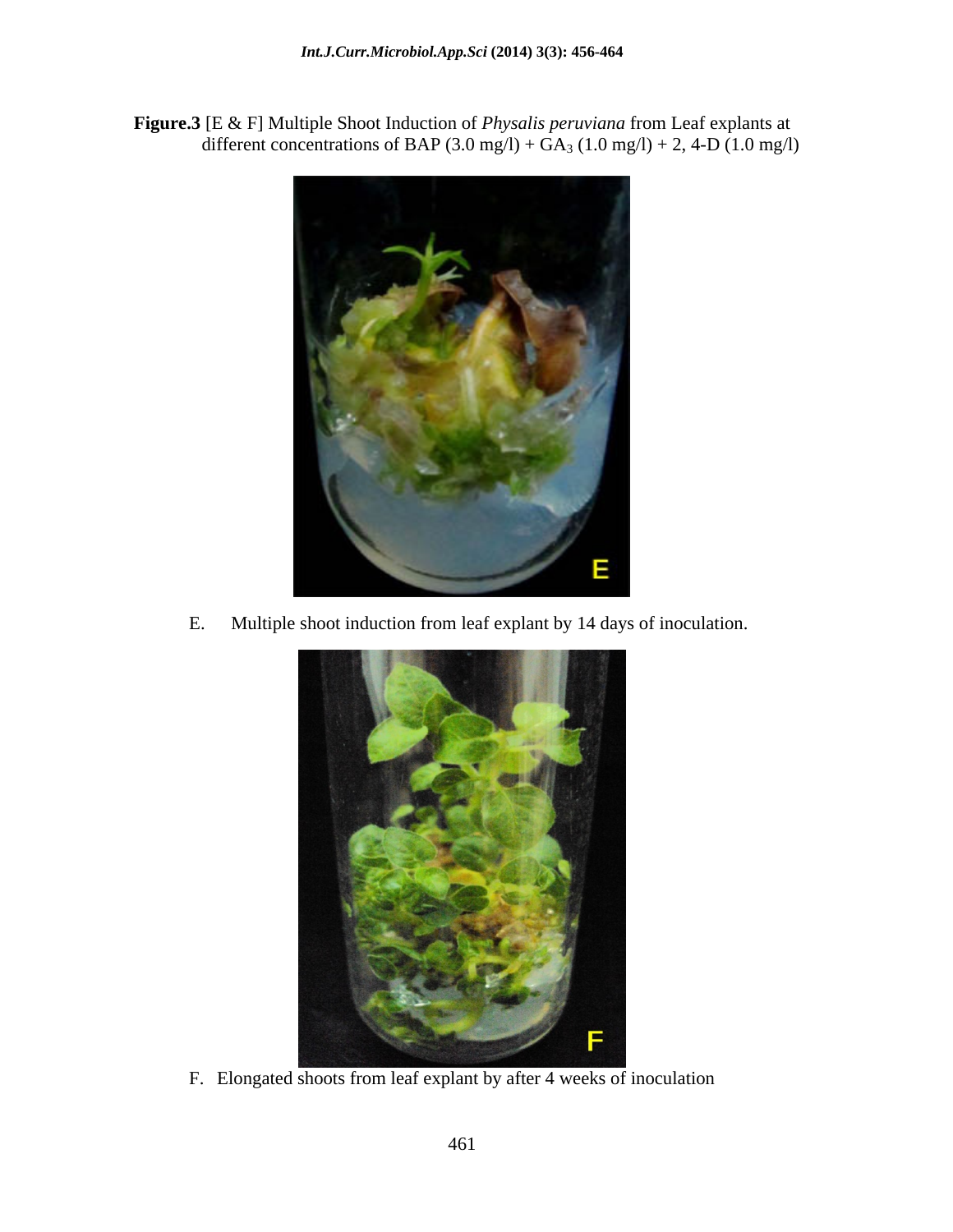**Figure.3** [E & F] Multiple Shoot Induction of *Physalis peruviana* from Leaf explants at different concentrations of BAP (3.0 mg/l) + $GA_3$ (1.0 mg/l) + 2, 4-D (1.0 mg/l)

E. Multiple shoot induction from leaf explant by 14 days of inoculation.

F. Elongated shoots from leaf explant by after 4 weeks of inoculation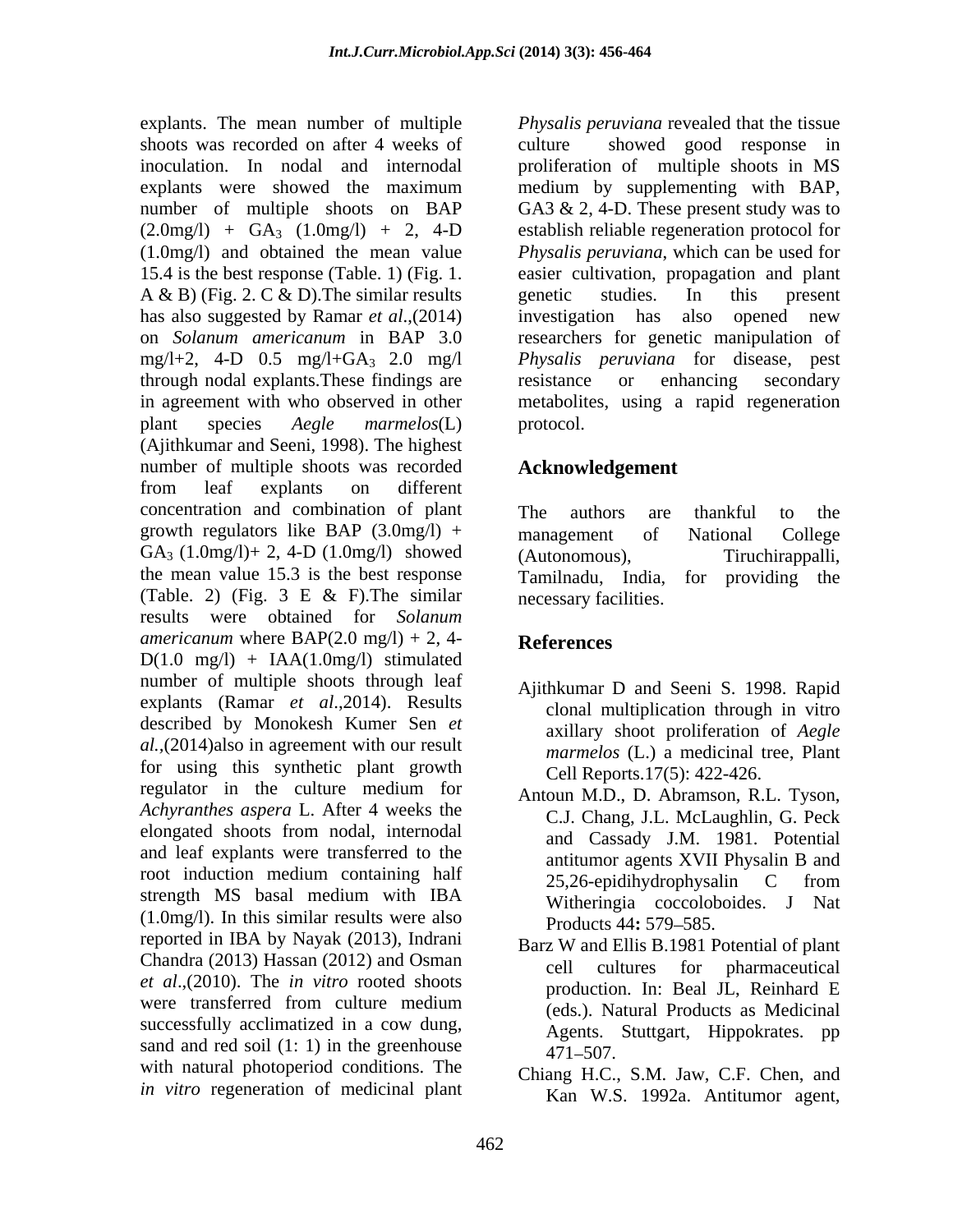explants. The mean number of multiple shoots was recorded on after 4 weeks of inoculation. In nodal and internodal explants were showed the maximum number of multiple shoots on BAP (2.0mg/l) + $GA_3$ (1.0mg/l) + 2, 4-D (1.0mg/l) and obtained the mean value 15.4 is the best response (Table. 1) (Fig. 1. A & B) (Fig. 2. C & D).The similar results has also suggested by Ramar *et al*.,(2014) on *Solanum americanum* in BAP 3.0 mg/l+2, 4-D 0.5 mg/l+$GA_3$ 2.0 mg/l through nodal explants.These findings are in agreement with who observed in other plant species *Aegle marmelos*(L) (Ajithkumar and Seeni, 1998). The highest number of multiple shoots was recorded from leaf explants on different concentration and combination of plant growth regulators like BAP (3.0mg/l) + $GA_3$ (1.0mg/l)+ 2, 4-D (1.0mg/l) showed the mean value 15.3 is the best response (Table. 2) (Fig. 3 E & F).The similar results were obtained for *Solanum americanum* where BAP(2.0 mg/l) + 2, 4-D(1.0 mg/l) + IAA(1.0mg/l) stimulated number of multiple shoots through leaf explants (Ramar *et al*.,2014). Results described by Monokesh Kumer Sen *et al.*,(2014)also in agreement with our result for using this synthetic plant growth regulator in the culture medium for *Achyranthes aspera* L. After 4 weeks the elongated shoots from nodal, internodal and leaf explants were transferred to the root induction medium containing half strength MS basal medium with IBA (1.0mg/l). In this similar results were also reported in IBA by Nayak (2013), Indrani Chandra (2013) Hassan (2012) and Osman *et al*.,(2010). The *in vitro* rooted shoots were transferred from culture medium successfully acclimatized in a cow dung, sand and red soil (1: 1) in the greenhouse with natural photoperiod conditions. The *in vitro* regeneration of medicinal plant *Physalis peruviana* revealed that the tissue culture showed good response in proliferation of multiple shoots in MS medium by supplementing with BAP, GA3 & 2, 4-D. These present study was to establish reliable regeneration protocol for *Physalis peruviana*, which can be used for easier cultivation, propagation and plant genetic studies. In this present investigation has also opened new researchers for genetic manipulation of *Physalis peruviana* for disease, pest resistance or enhancing secondary metabolites, using a rapid regeneration protocol.

## Acknowledgement

The authors are thankful to the management of National College (Autonomous), Tiruchirappalli, Tamilnadu, India, for providing the necessary facilities.

## References

Ajithkumar D and Seeni S. 1998. Rapid clonal multiplication through in vitro axillary shoot proliferation of *Aegle marmelos* (L.) a medicinal tree, Plant Cell Reports.17(5): 422-426.

Antoun M.D., D. Abramson, R.L. Tyson, C.J. Chang, J.L. McLaughlin, G. Peck and Cassady J.M. 1981. Potential antitumor agents XVII Physalin B and 25,26-epidihydrophysalin C from Witheringia coccoloboides. J Nat Products 44**:** 579–585.

Barz W and Ellis B.1981 Potential of plant cell cultures for pharmaceutical production. In: Beal JL, Reinhard E (eds.). Natural Products as Medicinal Agents. Stuttgart, Hippokrates. pp 471–507.

Chiang H.C., S.M. Jaw, C.F. Chen, and Kan W.S. 1992a. Antitumor agent,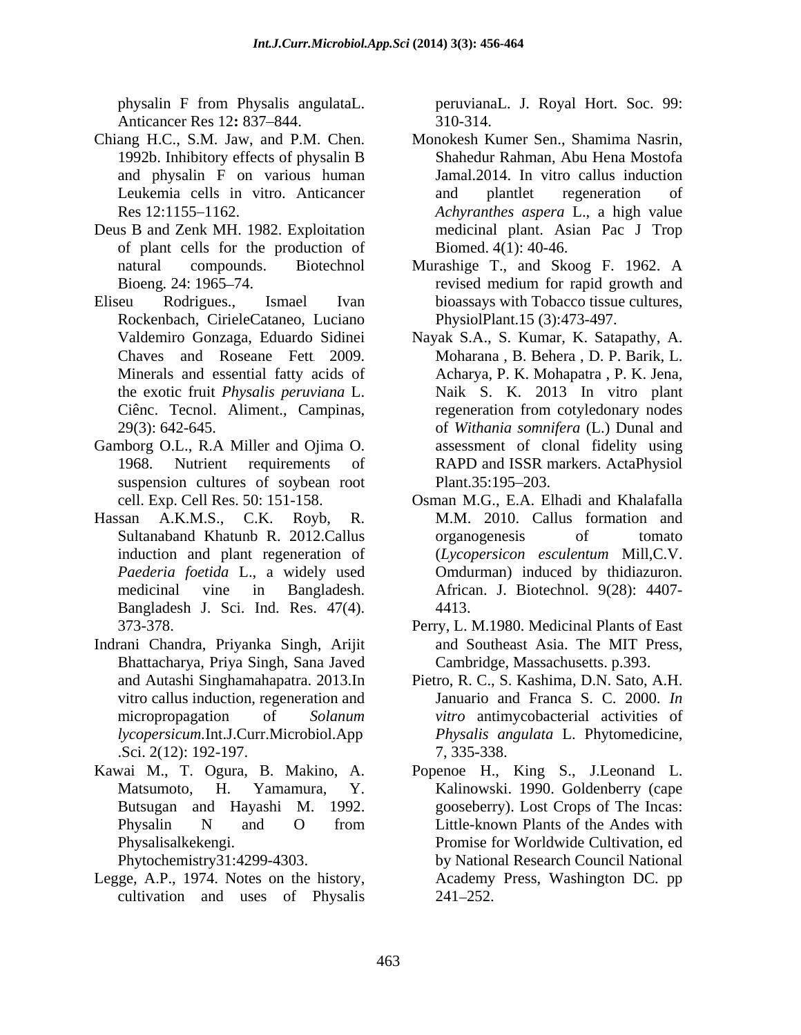physalin F from Physalis angulataL. Anticancer Res 12**:** 837–844.

Chiang H.C., S.M. Jaw, and P.M. Chen. 1992b. Inhibitory effects of physalin B and physalin F on various human Leukemia cells in vitro. Anticancer Res 12:1155–1162.

Deus B and Zenk MH. 1982. Exploitation of plant cells for the production of natural compounds. Biotechnol Bioeng. 24: 1965–74.

Eliseu Rodrigues., Ismael Ivan Rockenbach, CirieleCataneo, Luciano Valdemiro Gonzaga, Eduardo Sidinei Chaves and Roseane Fett. 2009. Minerals and essential fatty acids of the exotic fruit *Physalis peruviana* L. Ciênc. Tecnol. Aliment., Campinas, 29(3): 642-645.

Gamborg O.L., R.A Miller and Ojima O. 1968. Nutrient requirements of suspension cultures of soybean root cell. Exp. Cell Res. 50: 151-158.

Hassan A.K.M.S., C.K. Royb, R. Sultanaband Khatunb R. 2012.Callus induction and plant regeneration of *Paederia foetida* L., a widely used medicinal vine in Bangladesh. Bangladesh J. Sci. Ind. Res. 47(4). 373-378.

Indrani Chandra, Priyanka Singh, Arijit Bhattacharya, Priya Singh, Sana Javed and Autashi Singhamahapatra. 2013.In vitro callus induction, regeneration and micropropagation of *Solanum lycopersicum.*Int.J.Curr.Microbiol.App.Sci. 2(12): 192-197.

Kawai M., T. Ogura, B. Makino, A. Matsumoto, H. Yamamura, Y. Butsugan and Hayashi M. 1992. Physalin N and O from Physalisalkekengi. Phytochemistry31:4299-4303.

Legge, A.P., 1974. Notes on the history, cultivation and uses of Physalis peruvianaL. J. Royal Hort. Soc. 99: 310-314.

Monokesh Kumer Sen., Shamima Nasrin, Shahedur Rahman, Abu Hena Mostofa Jamal.2014. In vitro callus induction and plantlet regeneration of *Achyranthes aspera* L., a high value medicinal plant. Asian Pac J Trop Biomed. 4(1): 40-46.

Murashige T., and Skoog F. 1962. A revised medium for rapid growth and bioassays with Tobacco tissue cultures, PhysiolPlant.15 (3):473-497.

Nayak S.A., S. Kumar, K. Satapathy, A. Moharana , B. Behera , D. P. Barik, L. Acharya, P. K. Mohapatra , P. K. Jena, Naik S. K. 2013 In vitro plant regeneration from cotyledonary nodes of *Withania somnifera* (L.) Dunal and assessment of clonal fidelity using RAPD and ISSR markers. ActaPhysiol Plant.35:195–203.

Osman M.G., E.A. Elhadi and Khalafalla M.M. 2010. Callus formation and organogenesis of tomato (*Lycopersicon esculentum* Mill,C.V. Omdurman) induced by thidiazuron. African. J. Biotechnol. 9(28): 4407-4413.

Perry, L. M.1980. Medicinal Plants of East and Southeast Asia. The MIT Press, Cambridge, Massachusetts. p.393.

Pietro, R. C., S. Kashima, D.N. Sato, A.H. Januario and Franca S. C. 2000. *In vitro* antimycobacterial activities of *Physalis angulata* L. Phytomedicine, 7, 335-338.

Popenoe H., King S., J.Leonand L. Kalinowski. 1990. Goldenberry (cape gooseberry). Lost Crops of The Incas: Little-known Plants of the Andes with Promise for Worldwide Cultivation, ed by National Research Council National Academy Press, Washington DC. pp 241–252.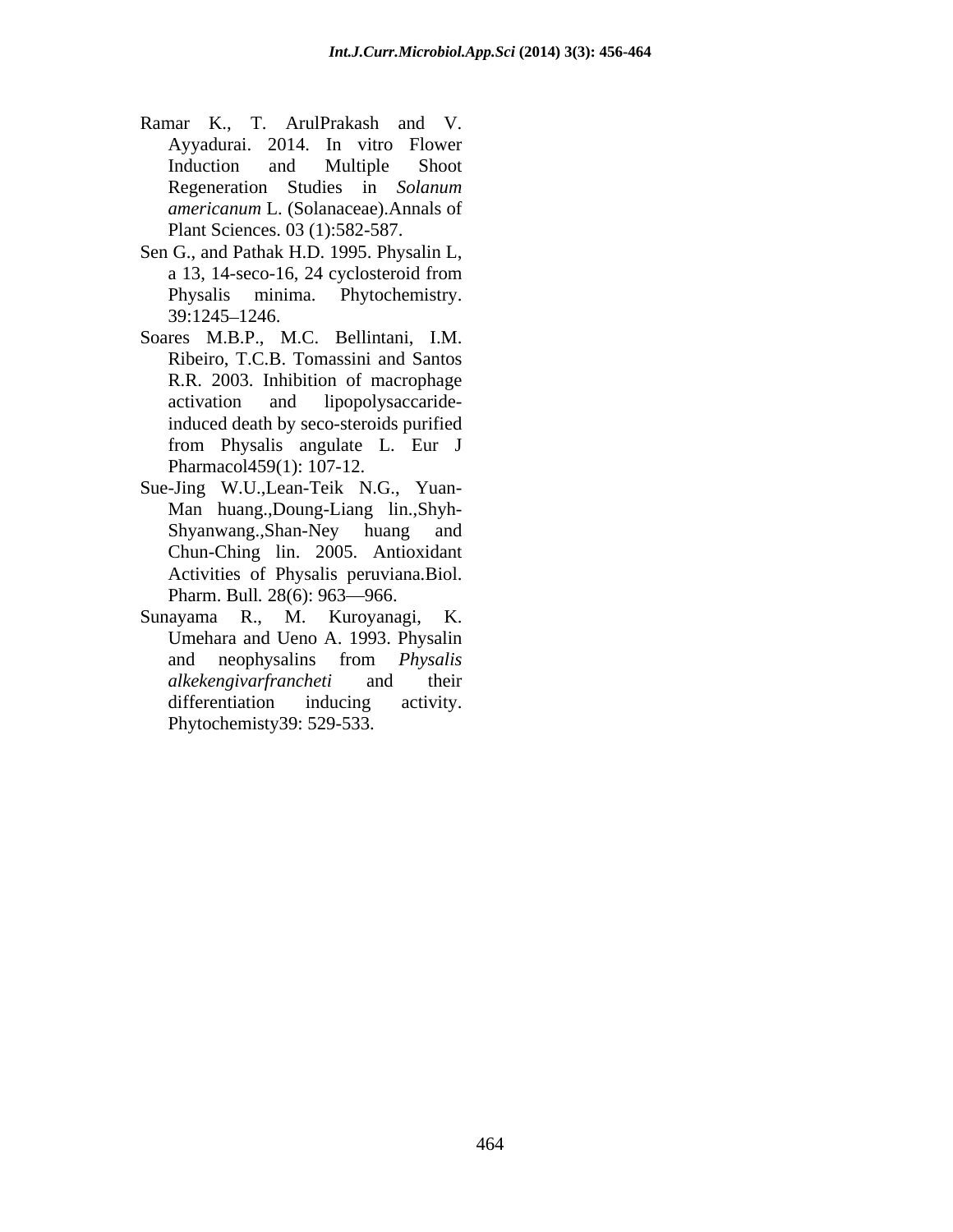Ramar K., T. ArulPrakash and V. Ayyadurai. 2014. In vitro Flower Induction and Multiple Shoot Regeneration Studies in *Solanum americanum* L. (Solanaceae).Annals of Plant Sciences. 03 (1):582-587.

Sen G., and Pathak H.D. 1995. Physalin L, a 13, 14-seco-16, 24 cyclosteroid from Physalis minima. Phytochemistry. 39:1245–1246.

Soares M.B.P., M.C. Bellintani, I.M. Ribeiro, T.C.B. Tomassini and Santos R.R. 2003. Inhibition of macrophage activation and lipopolysaccaride-induced death by seco-steroids purified from Physalis angulate L. Eur J Pharmacol459(1): 107-12.

Sue-Jing W.U.,Lean-Teik N.G., Yuan-Man huang.,Doung-Liang lin.,Shyh-Shyanwang.,Shan-Ney huang and Chun-Ching lin. 2005. Antioxidant Activities of Physalis peruviana.Biol. Pharm. Bull. 28(6): 963—966.

Sunayama R., M. Kuroyanagi, K. Umehara and Ueno A. 1993. Physalin and neophysalins from *Physalis alkekengivarfrancheti* and their differentiation inducing activity. Phytochemisty39: 529-533.